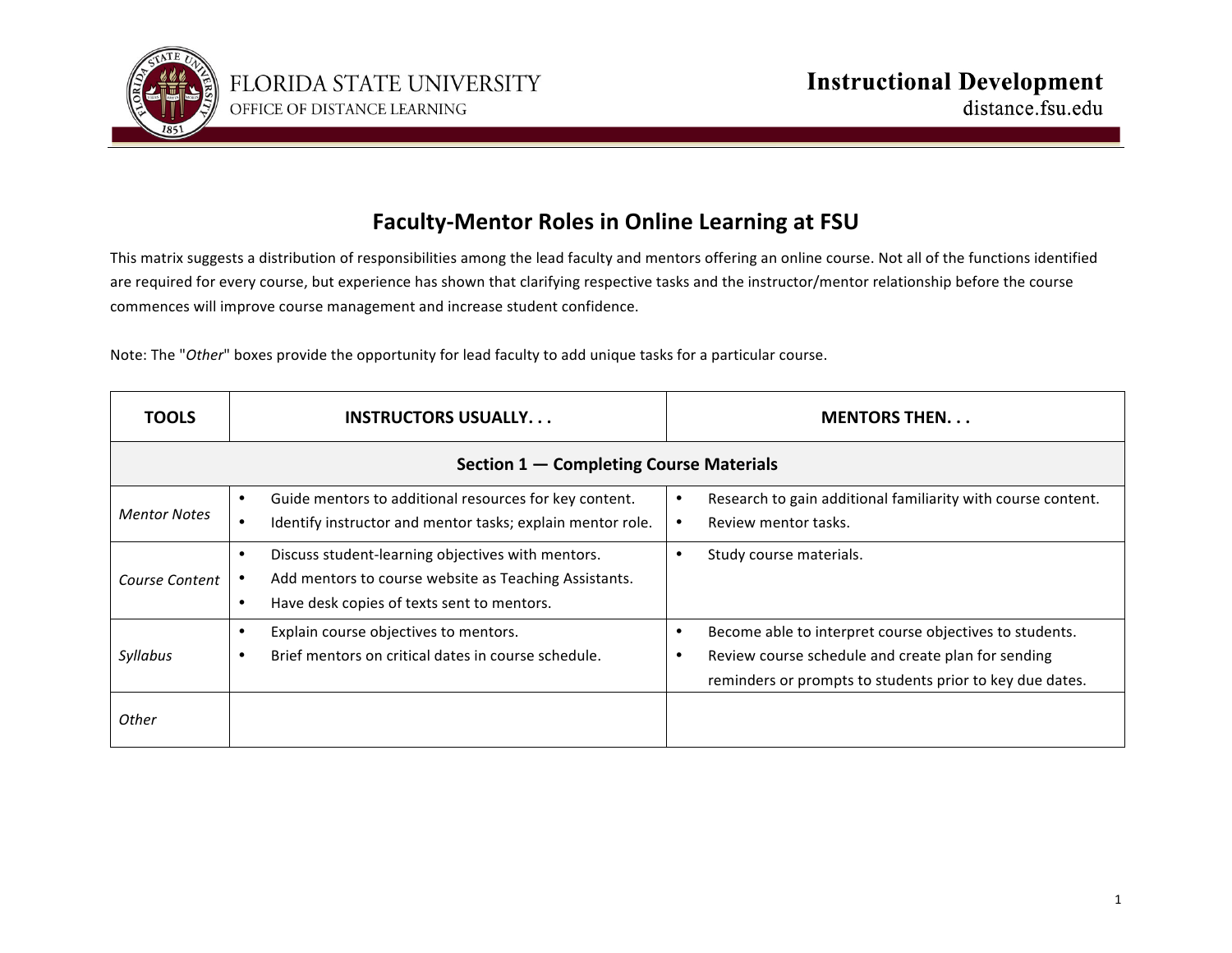FLORIDA STATE UNIVERSITY
OFFICE OF DISTANCE LEARNING

**Instructional Development**
distance.fsu.edu

# Faculty-Mentor Roles in Online Learning at FSU

This matrix suggests a distribution of responsibilities among the lead faculty and mentors offering an online course. Not all of the functions identified are required for every course, but experience has shown that clarifying respective tasks and the instructor/mentor relationship before the course commences will improve course management and increase student confidence.

Note: The "*Other*" boxes provide the opportunity for lead faculty to add unique tasks for a particular course.

| TOOLS | INSTRUCTORS USUALLY. . . | MENTORS THEN. . . |
|---|---|---|
| **Section 1 — Completing Course Materials** | | |
| *Mentor Notes* | • Guide mentors to additional resources for key content.<br>• Identify instructor and mentor tasks; explain mentor role. | • Research to gain additional familiarity with course content.<br>• Review mentor tasks. |
| *Course Content* | • Discuss student-learning objectives with mentors.<br>• Add mentors to course website as Teaching Assistants.<br>• Have desk copies of texts sent to mentors. | • Study course materials. |
| *Syllabus* | • Explain course objectives to mentors.<br>• Brief mentors on critical dates in course schedule. | • Become able to interpret course objectives to students.<br>• Review course schedule and create plan for sending reminders or prompts to students prior to key due dates. |
| *Other* | | |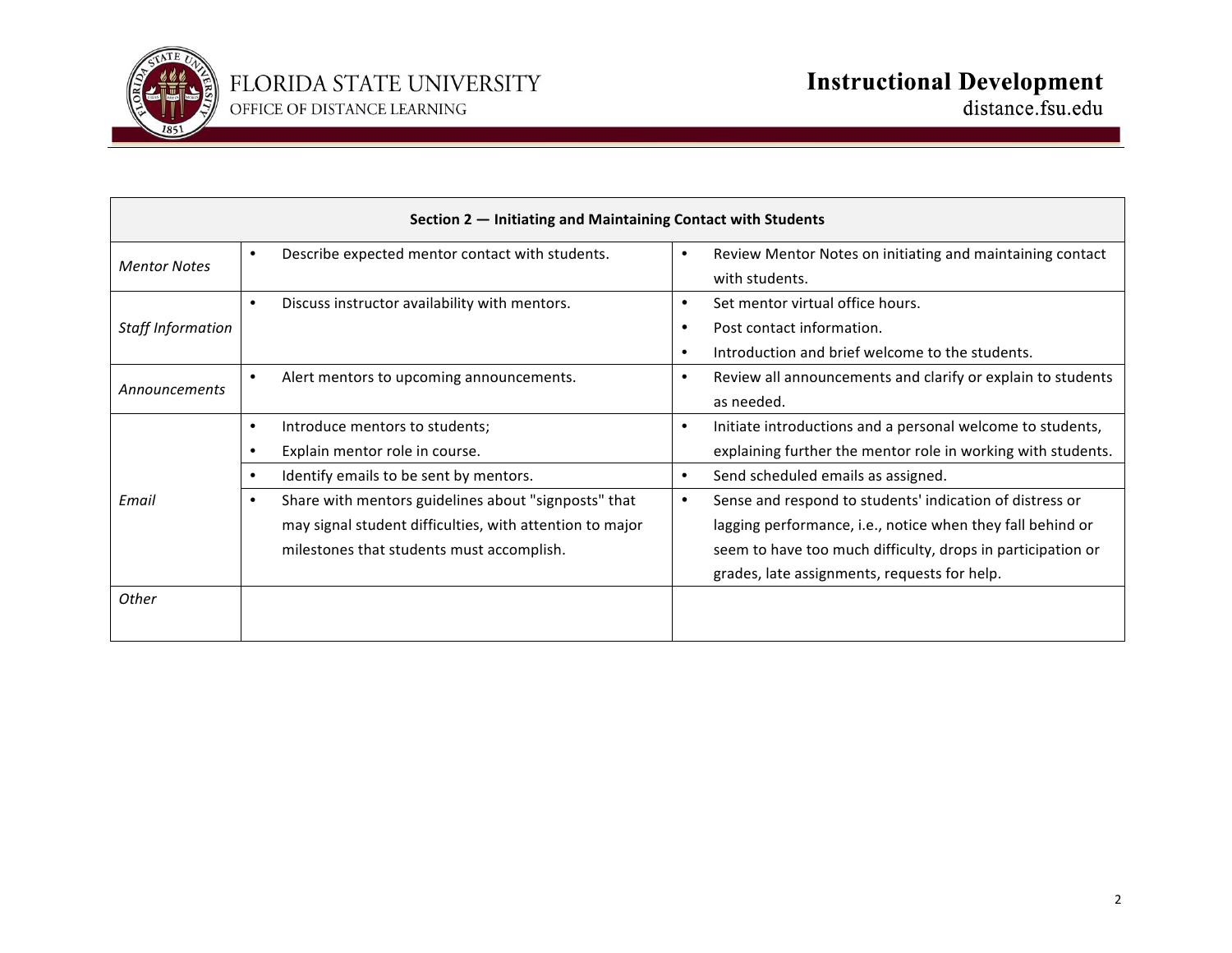| Section 2 — Initiating and Maintaining Contact with Students | | |
|---|---|---|
| *Mentor Notes* | • Describe expected mentor contact with students. | • Review Mentor Notes on initiating and maintaining contact with students. |
| *Staff Information* | • Discuss instructor availability with mentors. | • Set mentor virtual office hours.<br>• Post contact information.<br>• Introduction and brief welcome to the students. |
| *Announcements* | • Alert mentors to upcoming announcements. | • Review all announcements and clarify or explain to students as needed. |
| *Email* | • Introduce mentors to students;<br>• Explain mentor role in course. | • Initiate introductions and a personal welcome to students, explaining further the mentor role in working with students. |
| | • Identify emails to be sent by mentors. | • Send scheduled emails as assigned. |
| | • Share with mentors guidelines about "signposts" that may signal student difficulties, with attention to major milestones that students must accomplish. | • Sense and respond to students' indication of distress or lagging performance, i.e., notice when they fall behind or seem to have too much difficulty, drops in participation or grades, late assignments, requests for help. |
| *Other* | | |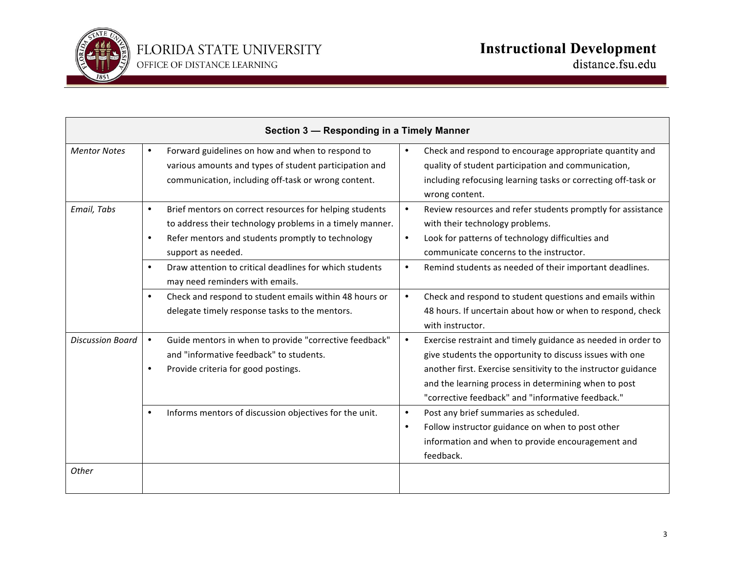| Section 3 — Responding in a Timely Manner | | |
|---|---|---|
| *Mentor Notes* | • Forward guidelines on how and when to respond to various amounts and types of student participation and communication, including off-task or wrong content. | • Check and respond to encourage appropriate quantity and quality of student participation and communication, including refocusing learning tasks or correcting off-task or wrong content. |
| *Email, Tabs* | • Brief mentors on correct resources for helping students to address their technology problems in a timely manner.<br>• Refer mentors and students promptly to technology support as needed. | • Review resources and refer students promptly for assistance with their technology problems.<br>• Look for patterns of technology difficulties and communicate concerns to the instructor. |
| | • Draw attention to critical deadlines for which students may need reminders with emails. | • Remind students as needed of their important deadlines. |
| | • Check and respond to student emails within 48 hours or delegate timely response tasks to the mentors. | • Check and respond to student questions and emails within 48 hours. If uncertain about how or when to respond, check with instructor. |
| *Discussion Board* | • Guide mentors in when to provide "corrective feedback" and "informative feedback" to students.<br>• Provide criteria for good postings. | • Exercise restraint and timely guidance as needed in order to give students the opportunity to discuss issues with one another first. Exercise sensitivity to the instructor guidance and the learning process in determining when to post "corrective feedback" and "informative feedback." |
| | • Informs mentors of discussion objectives for the unit. | • Post any brief summaries as scheduled.<br>• Follow instructor guidance on when to post other information and when to provide encouragement and feedback. |
| *Other* | | |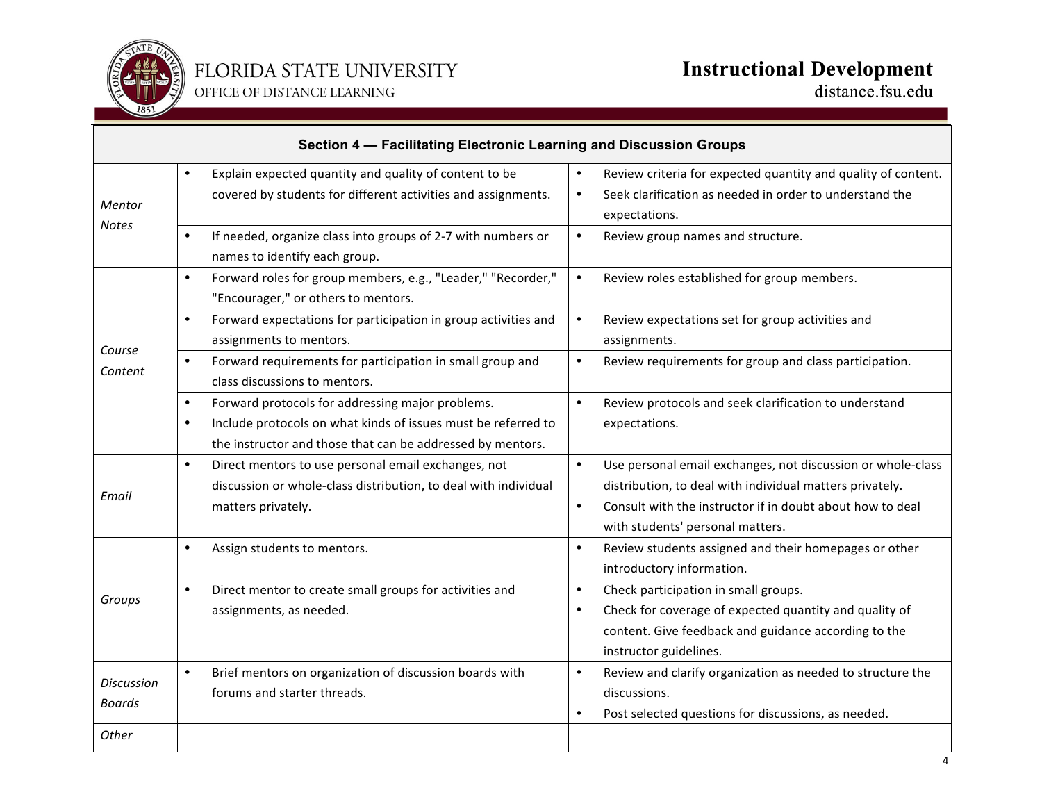| Section 4 — Facilitating Electronic Learning and Discussion Groups | | |
|---|---|---|
| *Mentor Notes* | • Explain expected quantity and quality of content to be covered by students for different activities and assignments. | • Review criteria for expected quantity and quality of content.<br>• Seek clarification as needed in order to understand the expectations. |
| | • If needed, organize class into groups of 2-7 with numbers or names to identify each group. | • Review group names and structure. |
| *Course Content* | • Forward roles for group members, e.g., "Leader," "Recorder," "Encourager," or others to mentors. | • Review roles established for group members. |
| | • Forward expectations for participation in group activities and assignments to mentors. | • Review expectations set for group activities and assignments. |
| | • Forward requirements for participation in small group and class discussions to mentors. | • Review requirements for group and class participation. |
| | • Forward protocols for addressing major problems.<br>• Include protocols on what kinds of issues must be referred to the instructor and those that can be addressed by mentors. | • Review protocols and seek clarification to understand expectations. |
| *Email* | • Direct mentors to use personal email exchanges, not discussion or whole-class distribution, to deal with individual matters privately. | • Use personal email exchanges, not discussion or whole-class distribution, to deal with individual matters privately.<br>• Consult with the instructor if in doubt about how to deal with students' personal matters. |
| *Groups* | • Assign students to mentors. | • Review students assigned and their homepages or other introductory information. |
| | • Direct mentor to create small groups for activities and assignments, as needed. | • Check participation in small groups.<br>• Check for coverage of expected quantity and quality of content. Give feedback and guidance according to the instructor guidelines. |
| *Discussion Boards* | • Brief mentors on organization of discussion boards with forums and starter threads. | • Review and clarify organization as needed to structure the discussions.<br>• Post selected questions for discussions, as needed. |
| *Other* | | |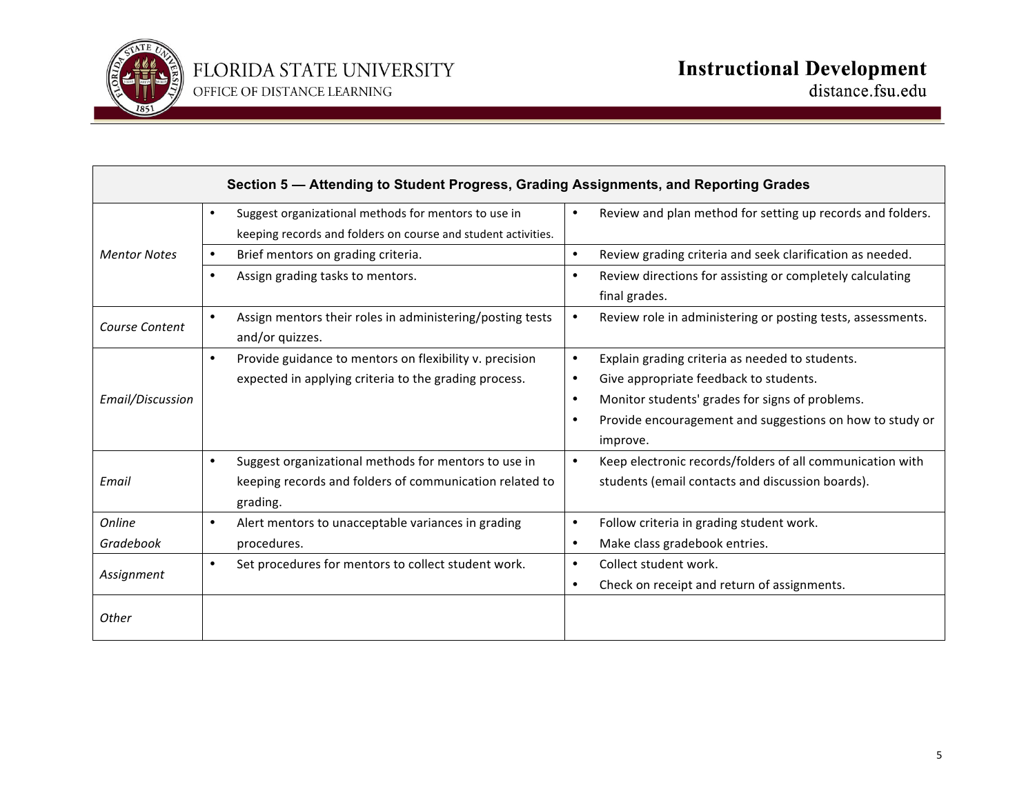| Section 5 — Attending to Student Progress, Grading Assignments, and Reporting Grades | | |
|---|---|---|
| *Mentor Notes* | • Suggest organizational methods for mentors to use in keeping records and folders on course and student activities. | • Review and plan method for setting up records and folders. |
| | • Brief mentors on grading criteria. | • Review grading criteria and seek clarification as needed. |
| | • Assign grading tasks to mentors. | • Review directions for assisting or completely calculating final grades. |
| *Course Content* | • Assign mentors their roles in administering/posting tests and/or quizzes. | • Review role in administering or posting tests, assessments. |
| *Email/Discussion* | • Provide guidance to mentors on flexibility v. precision expected in applying criteria to the grading process. | • Explain grading criteria as needed to students.<br>• Give appropriate feedback to students.<br>• Monitor students' grades for signs of problems.<br>• Provide encouragement and suggestions on how to study or improve. |
| *Email* | • Suggest organizational methods for mentors to use in keeping records and folders of communication related to grading. | • Keep electronic records/folders of all communication with students (email contacts and discussion boards). |
| *Online Gradebook* | • Alert mentors to unacceptable variances in grading procedures. | • Follow criteria in grading student work.<br>• Make class gradebook entries. |
| *Assignment* | • Set procedures for mentors to collect student work. | • Collect student work.<br>• Check on receipt and return of assignments. |
| *Other* | | |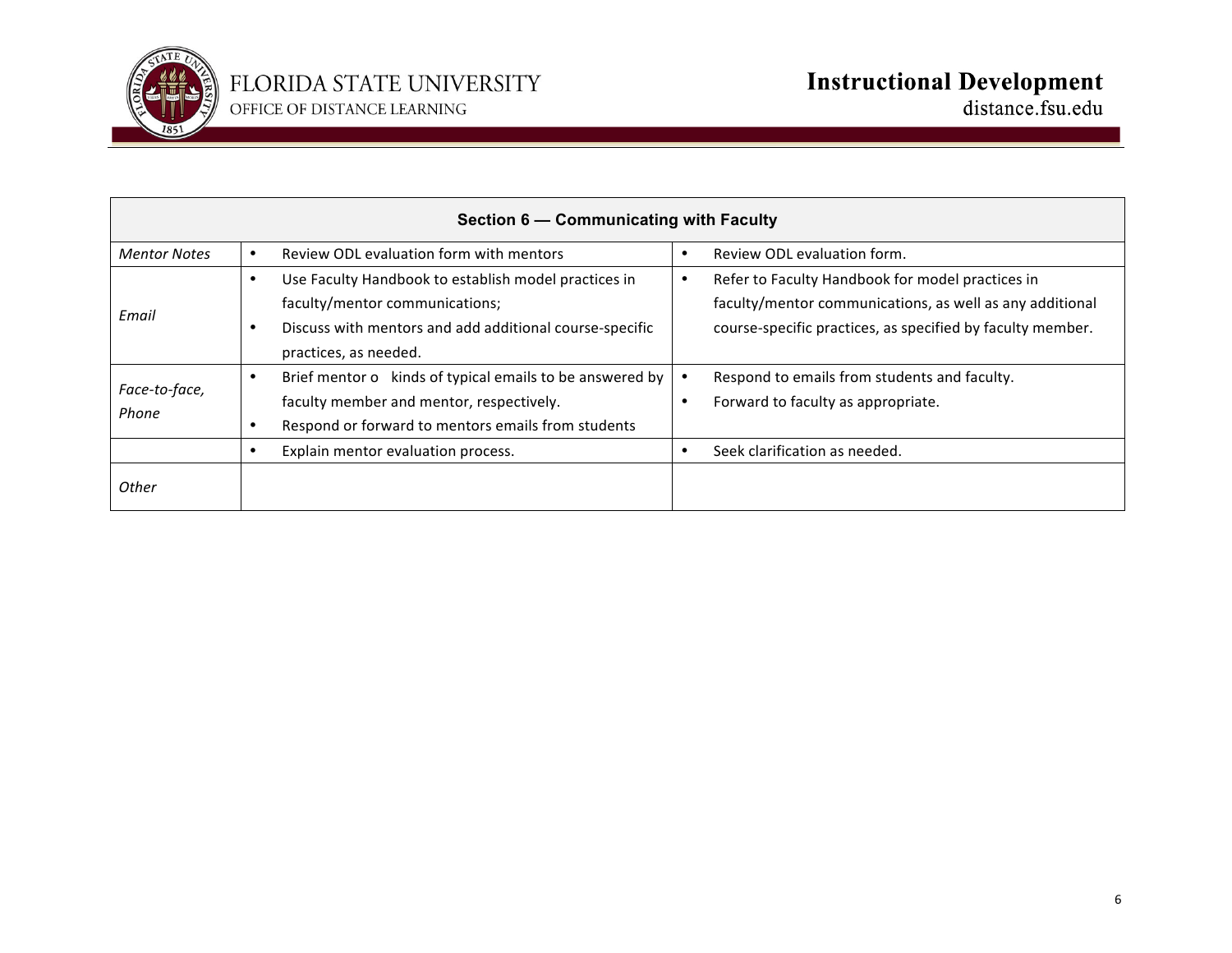| Section 6 — Communicating with Faculty | | |
|---|---|---|
| *Mentor Notes* | • Review ODL evaluation form with mentors | • Review ODL evaluation form. |
| *Email* | • Use Faculty Handbook to establish model practices in faculty/mentor communications;<br>• Discuss with mentors and add additional course-specific practices, as needed. | • Refer to Faculty Handbook for model practices in faculty/mentor communications, as well as any additional course-specific practices, as specified by faculty member. |
| *Face-to-face, Phone* | • Brief mentor o kinds of typical emails to be answered by faculty member and mentor, respectively.<br>• Respond or forward to mentors emails from students | • Respond to emails from students and faculty.<br>• Forward to faculty as appropriate. |
| | • Explain mentor evaluation process. | • Seek clarification as needed. |
| *Other* | | |